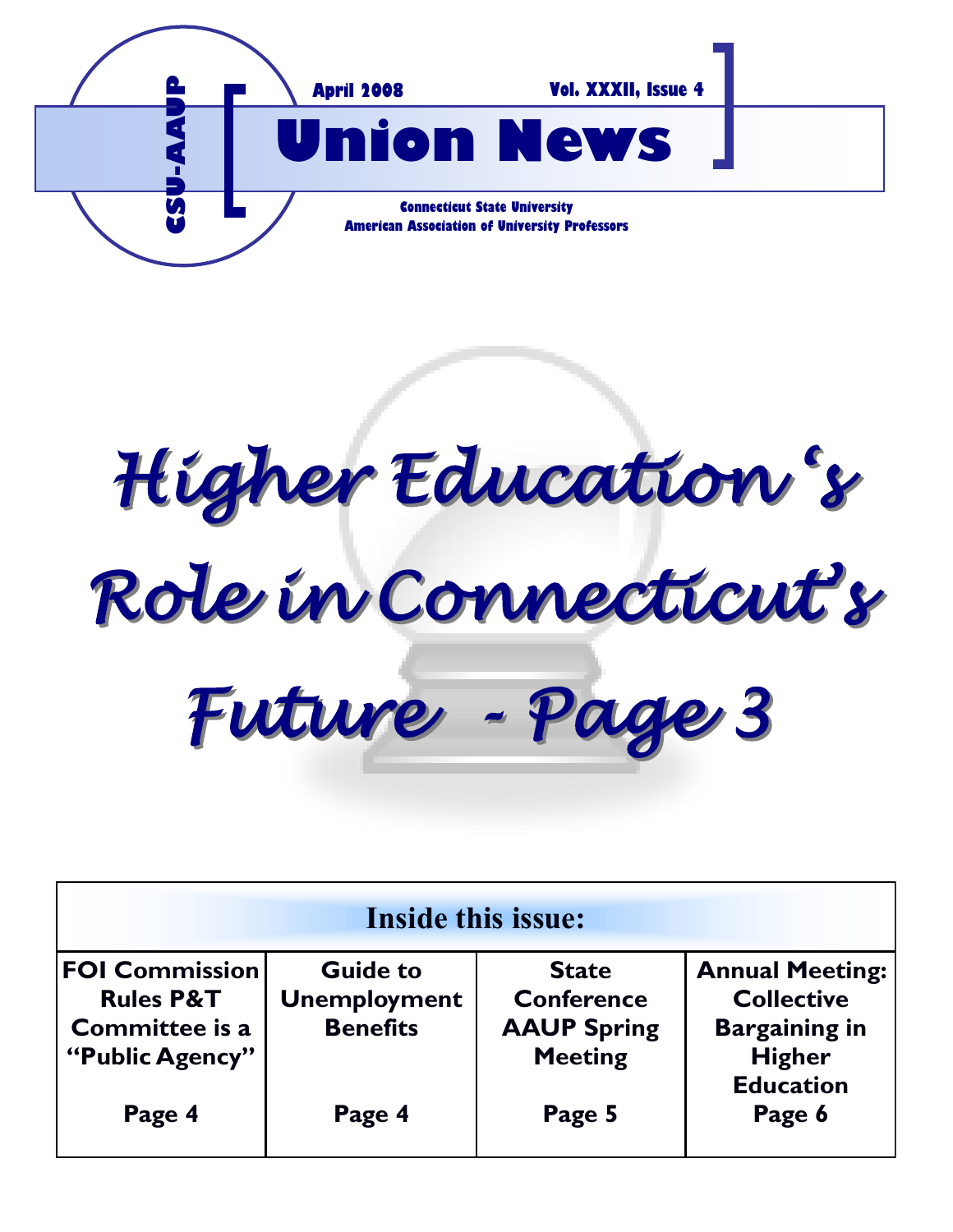CSU-AAUP

April 2008 Vol. XXXII, Issue 4

# Union News

**Connecticut State University**
**American Association of University Professors**

## *Higher Education's Role in Connecticut's Future - Page 3*

| Inside this issue: | | | |
|---|---|---|---|
| **FOI Commission Rules P&T Committee is a "Public Agency"** | **Guide to Unemployment Benefits** | **State Conference AAUP Spring Meeting** | **Annual Meeting: Collective Bargaining in Higher Education** |
| **Page 4** | **Page 4** | **Page 5** | **Page 6** |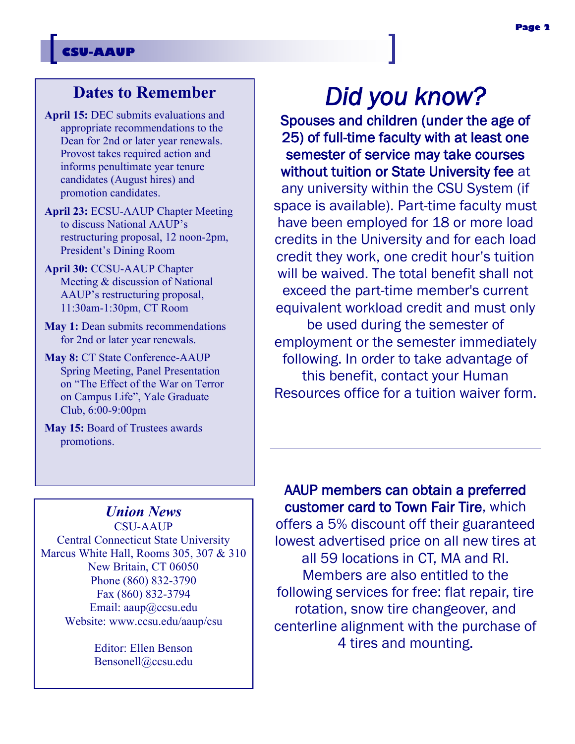## Dates to Remember

**April 15:** DEC submits evaluations and appropriate recommendations to the Dean for 2nd or later year renewals. Provost takes required action and informs penultimate year tenure candidates (August hires) and promotion candidates.

**April 23:** ECSU-AAUP Chapter Meeting to discuss National AAUP's restructuring proposal, 12 noon-2pm, President's Dining Room

**April 30:** CCSU-AAUP Chapter Meeting & discussion of National AAUP's restructuring proposal, 11:30am-1:30pm, CT Room

**May 1:** Dean submits recommendations for 2nd or later year renewals.

**May 8:** CT State Conference-AAUP Spring Meeting, Panel Presentation on "The Effect of the War on Terror on Campus Life", Yale Graduate Club, 6:00-9:00pm

**May 15:** Board of Trustees awards promotions.

### *Union News*

CSU-AAUP
Central Connecticut State University
Marcus White Hall, Rooms 305, 307 & 310
New Britain, CT 06050
Phone (860) 832-3790
Fax (860) 832-3794
Email: aaup@ccsu.edu
Website: www.ccsu.edu/aaup/csu

Editor: Ellen Benson
Bensonell@ccsu.edu

# *Did you know?*

**Spouses and children (under the age of 25) of full-time faculty with at least one semester of service may take courses without tuition or State University fee** at any university within the CSU System (if space is available). Part-time faculty must have been employed for 18 or more load credits in the University and for each load credit they work, one credit hour's tuition will be waived. The total benefit shall not exceed the part-time member's current equivalent workload credit and must only be used during the semester of employment or the semester immediately following. In order to take advantage of this benefit, contact your Human Resources office for a tuition waiver form.

---

**AAUP members can obtain a preferred customer card to Town Fair Tire**, which offers a 5% discount off their guaranteed lowest advertised price on all new tires at all 59 locations in CT, MA and RI. Members are also entitled to the following services for free: flat repair, tire rotation, snow tire changeover, and centerline alignment with the purchase of 4 tires and mounting.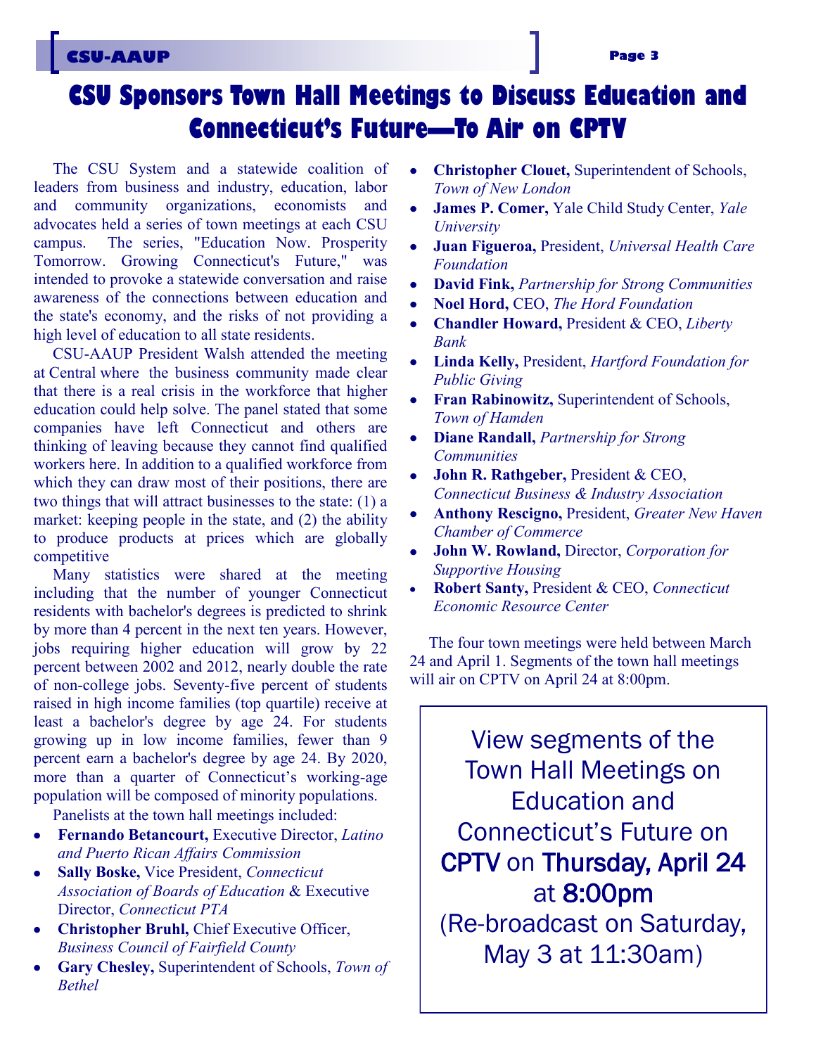# CSU Sponsors Town Hall Meetings to Discuss Education and Connecticut's Future—To Air on CPTV

The CSU System and a statewide coalition of leaders from business and industry, education, labor and community organizations, economists and advocates held a series of town meetings at each CSU campus. The series, "Education Now. Prosperity Tomorrow. Growing Connecticut's Future," was intended to provoke a statewide conversation and raise awareness of the connections between education and the state's economy, and the risks of not providing a high level of education to all state residents.

CSU-AAUP President Walsh attended the meeting at Central where the business community made clear that there is a real crisis in the workforce that higher education could help solve. The panel stated that some companies have left Connecticut and others are thinking of leaving because they cannot find qualified workers here. In addition to a qualified workforce from which they can draw most of their positions, there are two things that will attract businesses to the state: (1) a market: keeping people in the state, and (2) the ability to produce products at prices which are globally competitive

Many statistics were shared at the meeting including that the number of younger Connecticut residents with bachelor's degrees is predicted to shrink by more than 4 percent in the next ten years. However, jobs requiring higher education will grow by 22 percent between 2002 and 2012, nearly double the rate of non-college jobs. Seventy-five percent of students raised in high income families (top quartile) receive at least a bachelor's degree by age 24. For students growing up in low income families, fewer than 9 percent earn a bachelor's degree by age 24. By 2020, more than a quarter of Connecticut's working-age population will be composed of minority populations.

Panelists at the town hall meetings included:

- **Fernando Betancourt,** Executive Director, *Latino and Puerto Rican Affairs Commission*
- **Sally Boske,** Vice President, *Connecticut Association of Boards of Education* & Executive Director, *Connecticut PTA*
- **Christopher Bruhl,** Chief Executive Officer, *Business Council of Fairfield County*
- **Gary Chesley,** Superintendent of Schools, *Town of Bethel*
- **Christopher Clouet,** Superintendent of Schools, *Town of New London*
- **James P. Comer,** Yale Child Study Center, *Yale University*
- **Juan Figueroa,** President, *Universal Health Care Foundation*
- **David Fink,** *Partnership for Strong Communities*
- **Noel Hord,** CEO, *The Hord Foundation*
- **Chandler Howard,** President & CEO, *Liberty Bank*
- **Linda Kelly,** President, *Hartford Foundation for Public Giving*
- **Fran Rabinowitz,** Superintendent of Schools, *Town of Hamden*
- **Diane Randall,** *Partnership for Strong Communities*
- **John R. Rathgeber,** President & CEO, *Connecticut Business & Industry Association*
- **Anthony Rescigno,** President, *Greater New Haven Chamber of Commerce*
- **John W. Rowland,** Director, *Corporation for Supportive Housing*
- **Robert Santy,** President & CEO, *Connecticut Economic Resource Center*

The four town meetings were held between March 24 and April 1. Segments of the town hall meetings will air on CPTV on April 24 at 8:00pm.

View segments of the Town Hall Meetings on Education and Connecticut's Future on CPTV on Thursday, April 24 at 8:00pm (Re-broadcast on Saturday, May 3 at 11:30am)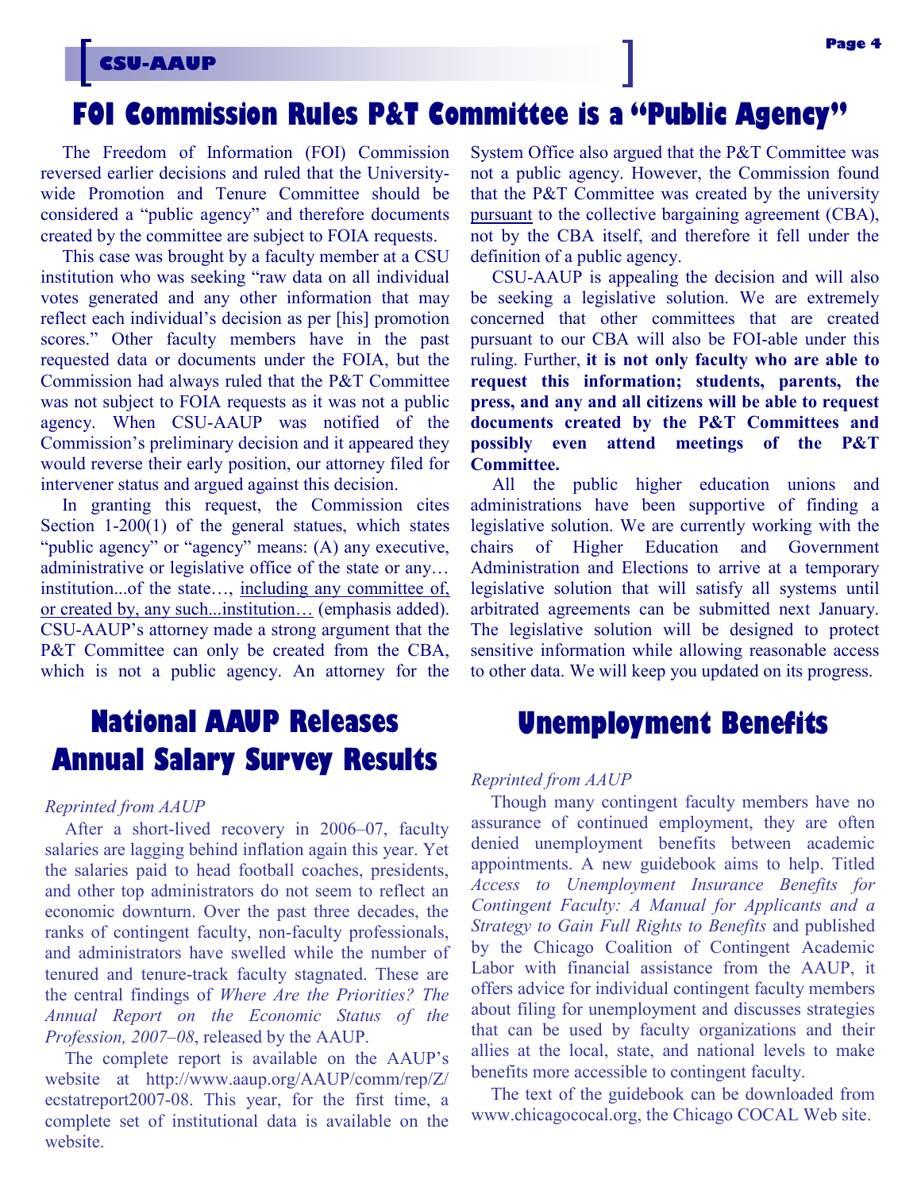# FOI Commission Rules P&T Committee is a "Public Agency"

The Freedom of Information (FOI) Commission reversed earlier decisions and ruled that the University-wide Promotion and Tenure Committee should be considered a "public agency" and therefore documents created by the committee are subject to FOIA requests.

This case was brought by a faculty member at a CSU institution who was seeking "raw data on all individual votes generated and any other information that may reflect each individual's decision as per [his] promotion scores." Other faculty members have in the past requested data or documents under the FOIA, but the Commission had always ruled that the P&T Committee was not subject to FOIA requests as it was not a public agency. When CSU-AAUP was notified of the Commission's preliminary decision and it appeared they would reverse their early position, our attorney filed for intervener status and argued against this decision.

In granting this request, the Commission cites Section 1-200(1) of the general statues, which states "public agency" or "agency" means: (A) any executive, administrative or legislative office of the state or any… institution...of the state…, <u>including any committee of, or created by, any such...institution…</u> (emphasis added). CSU-AAUP's attorney made a strong argument that the P&T Committee can only be created from the CBA, which is not a public agency. An attorney for the System Office also argued that the P&T Committee was not a public agency. However, the Commission found that the P&T Committee was created by the university <u>pursuant</u> to the collective bargaining agreement (CBA), not by the CBA itself, and therefore it fell under the definition of a public agency.

CSU-AAUP is appealing the decision and will also be seeking a legislative solution. We are extremely concerned that other committees that are created pursuant to our CBA will also be FOI-able under this ruling. Further, **it is not only faculty who are able to request this information; students, parents, the press, and any and all citizens will be able to request documents created by the P&T Committees and possibly even attend meetings of the P&T Committee.**

All the public higher education unions and administrations have been supportive of finding a legislative solution. We are currently working with the chairs of Higher Education and Government Administration and Elections to arrive at a temporary legislative solution that will satisfy all systems until arbitrated agreements can be submitted next January. The legislative solution will be designed to protect sensitive information while allowing reasonable access to other data. We will keep you updated on its progress.

# National AAUP Releases Annual Salary Survey Results

*Reprinted from AAUP*

After a short-lived recovery in 2006–07, faculty salaries are lagging behind inflation again this year. Yet the salaries paid to head football coaches, presidents, and other top administrators do not seem to reflect an economic downturn. Over the past three decades, the ranks of contingent faculty, non-faculty professionals, and administrators have swelled while the number of tenured and tenure-track faculty stagnated. These are the central findings of *Where Are the Priorities? The Annual Report on the Economic Status of the Profession, 2007–08*, released by the AAUP.

The complete report is available on the AAUP's website at http://www.aaup.org/AAUP/comm/rep/Z/ecstatreport2007-08. This year, for the first time, a complete set of institutional data is available on the website.

# Unemployment Benefits

*Reprinted from AAUP*

Though many contingent faculty members have no assurance of continued employment, they are often denied unemployment benefits between academic appointments. A new guidebook aims to help. Titled *Access to Unemployment Insurance Benefits for Contingent Faculty: A Manual for Applicants and a Strategy to Gain Full Rights to Benefits* and published by the Chicago Coalition of Contingent Academic Labor with financial assistance from the AAUP, it offers advice for individual contingent faculty members about filing for unemployment and discusses strategies that can be used by faculty organizations and their allies at the local, state, and national levels to make benefits more accessible to contingent faculty.

The text of the guidebook can be downloaded from www.chicagococal.org, the Chicago COCAL Web site.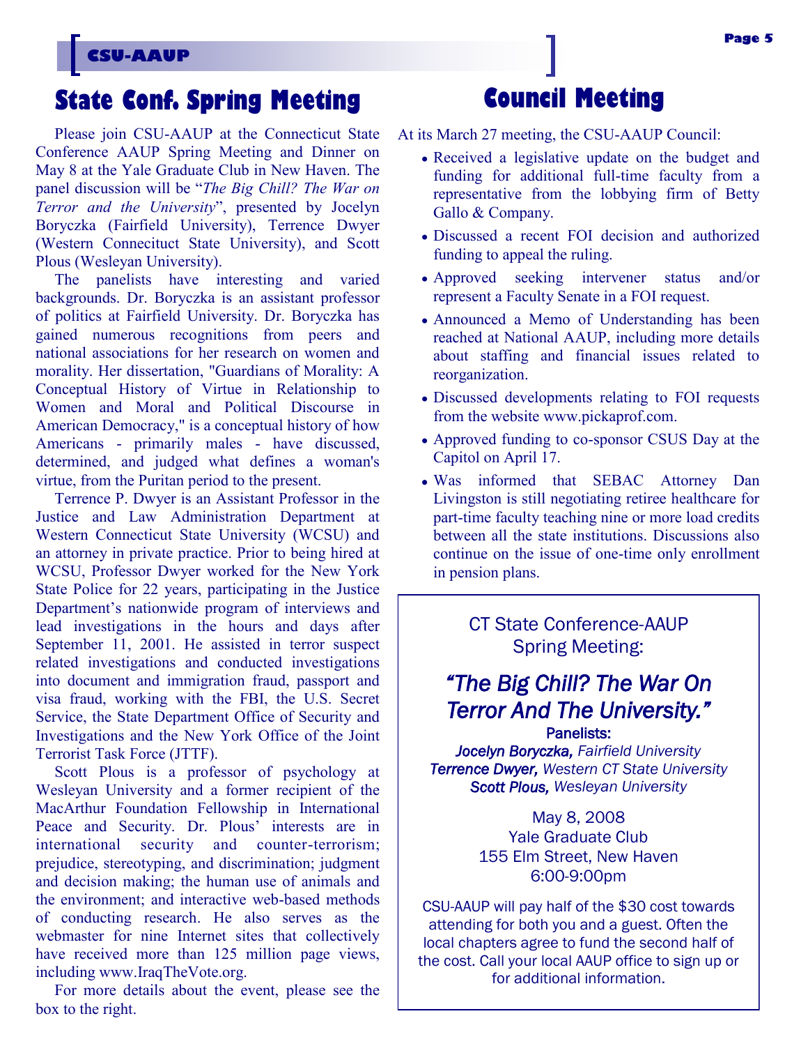## State Conf. Spring Meeting

Please join CSU-AAUP at the Connecticut State Conference AAUP Spring Meeting and Dinner on May 8 at the Yale Graduate Club in New Haven. The panel discussion will be "*The Big Chill? The War on Terror and the University*", presented by Jocelyn Boryczka (Fairfield University), Terrence Dwyer (Western Conneciiuct State University), and Scott Plous (Wesleyan University).

The panelists have interesting and varied backgrounds. Dr. Boryczka is an assistant professor of politics at Fairfield University. Dr. Boryczka has gained numerous recognitions from peers and national associations for her research on women and morality. Her dissertation, "Guardians of Morality: A Conceptual History of Virtue in Relationship to Women and Moral and Political Discourse in American Democracy," is a conceptual history of how Americans - primarily males - have discussed, determined, and judged what defines a woman's virtue, from the Puritan period to the present.

Terrence P. Dwyer is an Assistant Professor in the Justice and Law Administration Department at Western Connecticut State University (WCSU) and an attorney in private practice. Prior to being hired at WCSU, Professor Dwyer worked for the New York State Police for 22 years, participating in the Justice Department's nationwide program of interviews and lead investigations in the hours and days after September 11, 2001. He assisted in terror suspect related investigations and conducted investigations into document and immigration fraud, passport and visa fraud, working with the FBI, the U.S. Secret Service, the State Department Office of Security and Investigations and the New York Office of the Joint Terrorist Task Force (JTTF).

Scott Plous is a professor of psychology at Wesleyan University and a former recipient of the MacArthur Foundation Fellowship in International Peace and Security. Dr. Plous' interests are in international security and counter-terrorism; prejudice, stereotyping, and discrimination; judgment and decision making; the human use of animals and the environment; and interactive web-based methods of conducting research. He also serves as the webmaster for nine Internet sites that collectively have received more than 125 million page views, including www.IraqTheVote.org.

For more details about the event, please see the box to the right.

## Council Meeting

At its March 27 meeting, the CSU-AAUP Council:

- Received a legislative update on the budget and funding for additional full-time faculty from a representative from the lobbying firm of Betty Gallo & Company.
- Discussed a recent FOI decision and authorized funding to appeal the ruling.
- Approved seeking intervener status and/or represent a Faculty Senate in a FOI request.
- Announced a Memo of Understanding has been reached at National AAUP, including more details about staffing and financial issues related to reorganization.
- Discussed developments relating to FOI requests from the website www.pickaprof.com.
- Approved funding to co-sponsor CSUS Day at the Capitol on April 17.
- Was informed that SEBAC Attorney Dan Livingston is still negotiating retiree healthcare for part-time faculty teaching nine or more load credits between all the state institutions. Discussions also continue on the issue of one-time only enrollment in pension plans.

---

CT State Conference-AAUP Spring Meeting:

### *"The Big Chill? The War On Terror And The University."*

**Panelists:**
***Jocelyn Boryczka,*** *Fairfield University*
***Terrence Dwyer,*** *Western CT State University*
***Scott Plous,*** *Wesleyan University*

May 8, 2008
Yale Graduate Club
155 Elm Street, New Haven
6:00-9:00pm

CSU-AAUP will pay half of the $30 cost towards attending for both you and a guest. Often the local chapters agree to fund the second half of the cost. Call your local AAUP office to sign up or for additional information.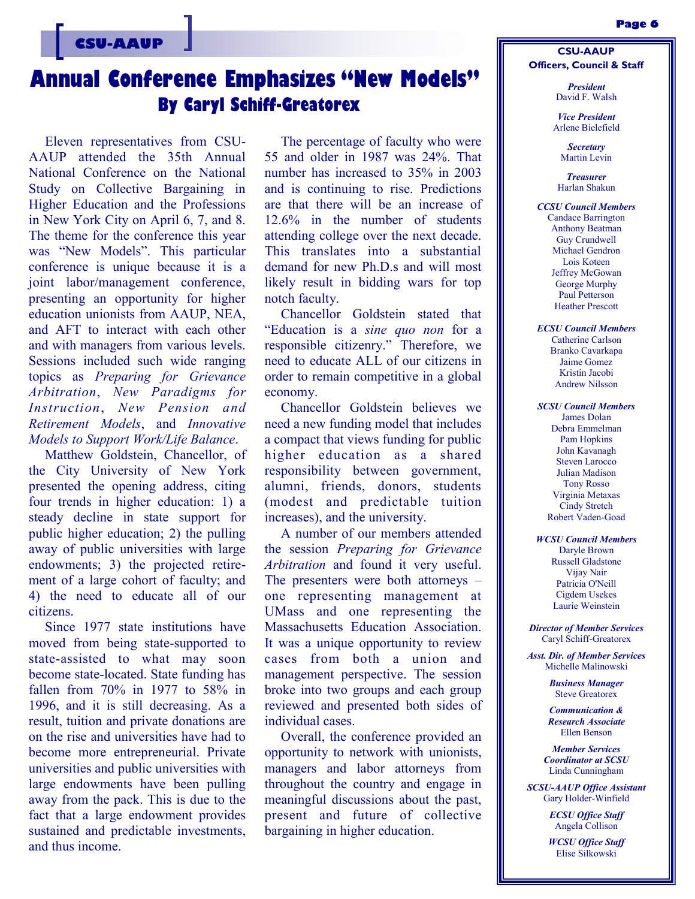# Annual Conference Emphasizes "New Models"

## By Caryl Schiff-Greatorex

Eleven representatives from CSU-AAUP attended the 35th Annual National Conference on the National Study on Collective Bargaining in Higher Education and the Professions in New York City on April 6, 7, and 8. The theme for the conference this year was "New Models". This particular conference is unique because it is a joint labor/management conference, presenting an opportunity for higher education unionists from AAUP, NEA, and AFT to interact with each other and with managers from various levels. Sessions included such wide ranging topics as *Preparing for Grievance Arbitration*, *New Paradigms for Instruction*, *New Pension and Retirement Models*, and *Innovative Models to Support Work/Life Balance*.

Matthew Goldstein, Chancellor, of the City University of New York presented the opening address, citing four trends in higher education: 1) a steady decline in state support for public higher education; 2) the pulling away of public universities with large endowments; 3) the projected retirement of a large cohort of faculty; and 4) the need to educate all of our citizens.

Since 1977 state institutions have moved from being state-supported to state-assisted to what may soon become state-located. State funding has fallen from 70% in 1977 to 58% in 1996, and it is still decreasing. As a result, tuition and private donations are on the rise and universities have had to become more entrepreneurial. Private universities and public universities with large endowments have been pulling away from the pack. This is due to the fact that a large endowment provides sustained and predictable investments, and thus income.

The percentage of faculty who were 55 and older in 1987 was 24%. That number has increased to 35% in 2003 and is continuing to rise. Predictions are that there will be an increase of 12.6% in the number of students attending college over the next decade. This translates into a substantial demand for new Ph.D.s and will most likely result in bidding wars for top notch faculty.

Chancellor Goldstein stated that "Education is a *sine quo non* for a responsible citizenry." Therefore, we need to educate ALL of our citizens in order to remain competitive in a global economy.

Chancellor Goldstein believes we need a new funding model that includes a compact that views funding for public higher education as a shared responsibility between government, alumni, friends, donors, students (modest and predictable tuition increases), and the university.

A number of our members attended the session *Preparing for Grievance Arbitration* and found it very useful. The presenters were both attorneys – one representing management at UMass and one representing the Massachusetts Education Association. It was a unique opportunity to review cases from both a union and management perspective. The session broke into two groups and each group reviewed and presented both sides of individual cases.

Overall, the conference provided an opportunity to network with unionists, managers and labor attorneys from throughout the country and engage in meaningful discussions about the past, present and future of collective bargaining in higher education.

---

**CSU-AAUP**
**Officers, Council & Staff**

***President***
David F. Walsh

***Vice President***
Arlene Bielefield

***Secretary***
Martin Levin

***Treasurer***
Harlan Shakun

***CCSU Council Members***
Candace Barrington
Anthony Beatman
Guy Crundwell
Michael Gendron
Lois Koteen
Jeffrey McGowan
George Murphy
Paul Petterson
Heather Prescott

***ECSU Council Members***
Catherine Carlson
Branko Cavarkapa
Jaime Gomez
Kristin Jacobi
Andrew Nilsson

***SCSU Council Members***
James Dolan
Debra Emmelman
Pam Hopkins
John Kavanagh
Steven Larocco
Julian Madison
Tony Rosso
Virginia Metaxas
Cindy Stretch
Robert Vaden-Goad

***WCSU Council Members***
Daryle Brown
Russell Gladstone
Vijay Nair
Patricia O'Neill
Cigdem Usekes
Laurie Weinstein

***Director of Member Services***
Caryl Schiff-Greatorex

***Asst. Dir. of Member Services***
Michelle Malinowski

***Business Manager***
Steve Greatorex

***Communication & Research Associate***
Ellen Benson

***Member Services Coordinator at SCSU***
Linda Cunningham

***SCSU-AAUP Office Assistant***
Gary Holder-Winfield

***ECSU Office Staff***
Angela Collison

***WCSU Office Staff***
Elise Silkowski